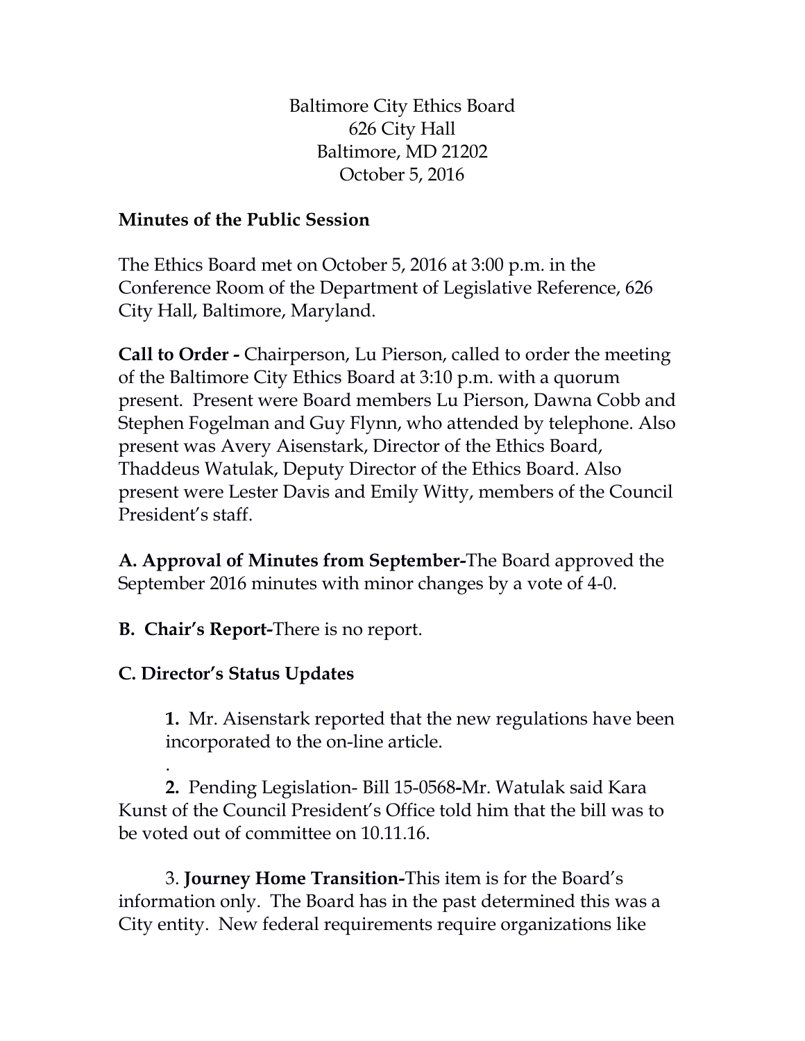Baltimore City Ethics Board
626 City Hall
Baltimore, MD 21202
October 5, 2016

**Minutes of the Public Session**

The Ethics Board met on October 5, 2016 at 3:00 p.m. in the Conference Room of the Department of Legislative Reference, 626 City Hall, Baltimore, Maryland.

**Call to Order -** Chairperson, Lu Pierson, called to order the meeting of the Baltimore City Ethics Board at 3:10 p.m. with a quorum present. Present were Board members Lu Pierson, Dawna Cobb and Stephen Fogelman and Guy Flynn, who attended by telephone. Also present was Avery Aisenstark, Director of the Ethics Board, Thaddeus Watulak, Deputy Director of the Ethics Board. Also present were Lester Davis and Emily Witty, members of the Council President's staff.

**A. Approval of Minutes from September-**The Board approved the September 2016 minutes with minor changes by a vote of 4-0.

**B. Chair's Report-**There is no report.

**C. Director's Status Updates**

**1.** Mr. Aisenstark reported that the new regulations have been incorporated to the on-line article.

.

**2.** Pending Legislation- Bill 15-0568**-**Mr. Watulak said Kara Kunst of the Council President's Office told him that the bill was to be voted out of committee on 10.11.16.

3. **Journey Home Transition-**This item is for the Board's information only. The Board has in the past determined this was a City entity. New federal requirements require organizations like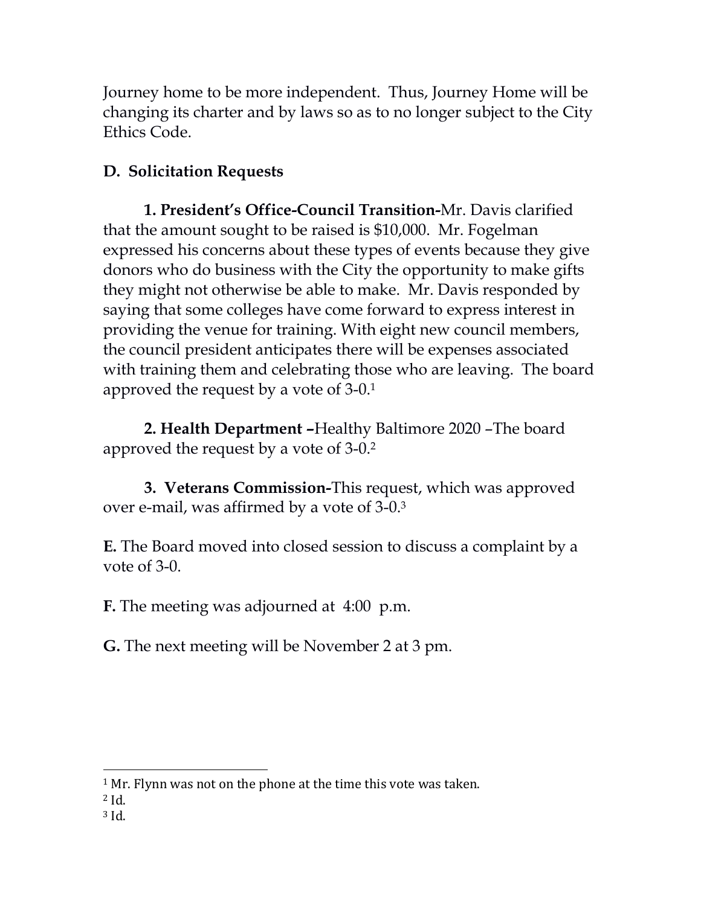Journey home to be more independent. Thus, Journey Home will be changing its charter and by laws so as to no longer subject to the City Ethics Code.

**D. Solicitation Requests**

**1. President's Office-Council Transition-**Mr. Davis clarified that the amount sought to be raised is $10,000. Mr. Fogelman expressed his concerns about these types of events because they give donors who do business with the City the opportunity to make gifts they might not otherwise be able to make. Mr. Davis responded by saying that some colleges have come forward to express interest in providing the venue for training. With eight new council members, the council president anticipates there will be expenses associated with training them and celebrating those who are leaving. The board approved the request by a vote of 3-0.[1]

**2. Health Department –**Healthy Baltimore 2020 –The board approved the request by a vote of 3-0.[2]

**3. Veterans Commission-**This request, which was approved over e-mail, was affirmed by a vote of 3-0.[3]

**E.** The Board moved into closed session to discuss a complaint by a vote of 3-0.

**F.** The meeting was adjourned at 4:00 p.m.

**G.** The next meeting will be November 2 at 3 pm.

---

[1] Mr. Flynn was not on the phone at the time this vote was taken.

[2] Id.

[3] Id.